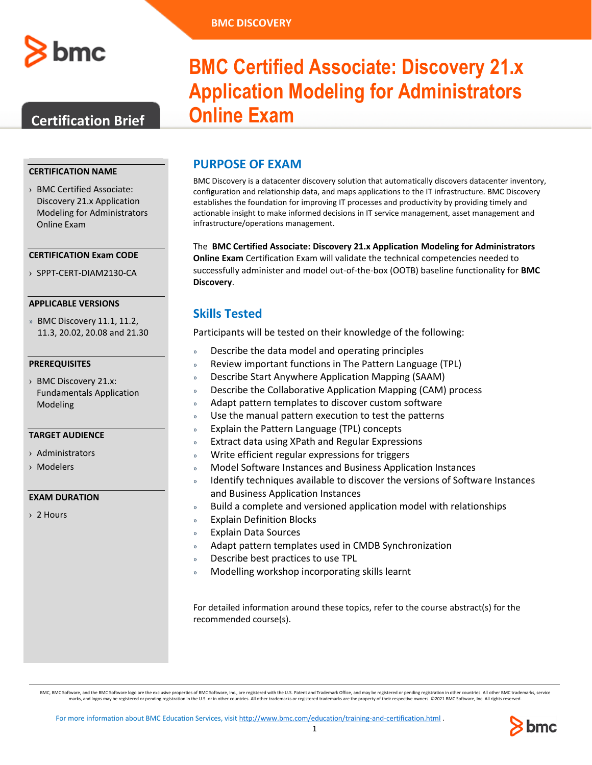BMC DISCOVERY

# BMC Certified Associate: Discovery 21.x Application Modeling for Administrators Online Exam

Certification Brief

### CERTIFICATION NAME

- BMC Certified Associate: Discovery 21.x Application Modeling for Administrators Online Exam

### CERTIFICATION Exam CODE

- SPPT-CERT-DIAM2130-CA

### APPLICABLE VERSIONS

- BMC Discovery 11.1, 11.2, 11.3, 20.02, 20.08 and 21.30

### PREREQUISITES

- BMC Discovery 21.x: Fundamentals Application Modeling

### TARGET AUDIENCE

- Administrators
- Modelers

### EXAM DURATION

- 2 Hours

## PURPOSE OF EXAM

BMC Discovery is a datacenter discovery solution that automatically discovers datacenter inventory, configuration and relationship data, and maps applications to the IT infrastructure. BMC Discovery establishes the foundation for improving IT processes and productivity by providing timely and actionable insight to make informed decisions in IT service management, asset management and infrastructure/operations management.

The **BMC Certified Associate: Discovery 21.x Application Modeling for Administrators Online Exam** Certification Exam will validate the technical competencies needed to successfully administer and model out-of-the-box (OOTB) baseline functionality for **BMC Discovery**.

## Skills Tested

Participants will be tested on their knowledge of the following:

- Describe the data model and operating principles
- Review important functions in The Pattern Language (TPL)
- Describe Start Anywhere Application Mapping (SAAM)
- Describe the Collaborative Application Mapping (CAM) process
- Adapt pattern templates to discover custom software
- Use the manual pattern execution to test the patterns
- Explain the Pattern Language (TPL) concepts
- Extract data using XPath and Regular Expressions
- Write efficient regular expressions for triggers
- Model Software Instances and Business Application Instances
- Identify techniques available to discover the versions of Software Instances and Business Application Instances
- Build a complete and versioned application model with relationships
- Explain Definition Blocks
- Explain Data Sources
- Adapt pattern templates used in CMDB Synchronization
- Describe best practices to use TPL
- Modelling workshop incorporating skills learnt

For detailed information around these topics, refer to the course abstract(s) for the recommended course(s).

BMC, BMC Software, and the BMC Software logo are the exclusive properties of BMC Software, Inc., are registered with the U.S. Patent and Trademark Office, and may be registered or pending registration in other countries. All other BMC trademarks, service marks, and logos may be registered or pending registration in the U.S. or in other countries. All other trademarks or registered trademarks are the property of their respective owners. ©2021 BMC Software, Inc. All rights reserved.

For more information about BMC Education Services, visit http://www.bmc.com/education/training-and-certification.html .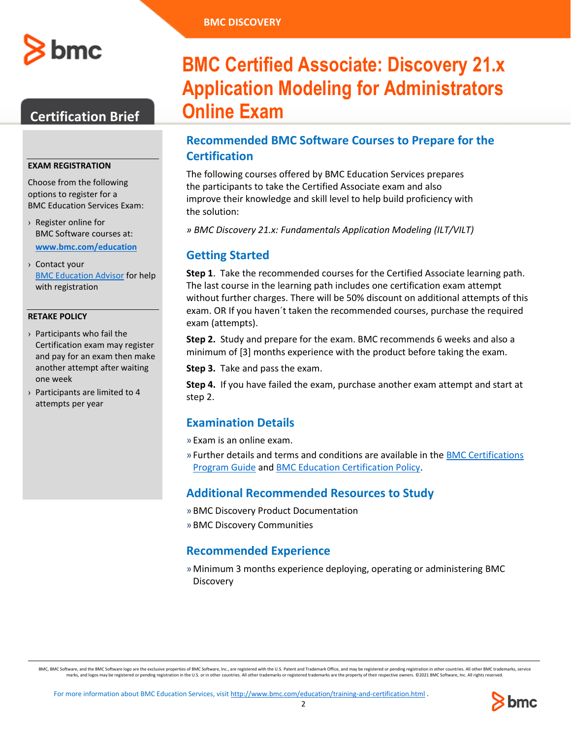# BMC Certified Associate: Discovery 21.x Application Modeling for Administrators Online Exam

**Certification Brief**

### EXAM REGISTRATION

Choose from the following options to register for a BMC Education Services Exam:

- Register online for BMC Software courses at: **www.bmc.com/education**
- Contact your BMC Education Advisor for help with registration

### RETAKE POLICY

- Participants who fail the Certification exam may register and pay for an exam then make another attempt after waiting one week
- Participants are limited to 4 attempts per year

## Recommended BMC Software Courses to Prepare for the Certification

The following courses offered by BMC Education Services prepares the participants to take the Certified Associate exam and also improve their knowledge and skill level to help build proficiency with the solution:

» *BMC Discovery 21.x: Fundamentals Application Modeling (ILT/VILT)*

## Getting Started

**Step 1**. Take the recommended courses for the Certified Associate learning path. The last course in the learning path includes one certification exam attempt without further charges. There will be 50% discount on additional attempts of this exam. OR If you haven´t taken the recommended courses, purchase the required exam (attempts).

**Step 2.** Study and prepare for the exam. BMC recommends 6 weeks and also a minimum of [3] months experience with the product before taking the exam.

**Step 3.** Take and pass the exam.

**Step 4.** If you have failed the exam, purchase another exam attempt and start at step 2.

## Examination Details

- Exam is an online exam.
- Further details and terms and conditions are available in the BMC Certifications Program Guide and BMC Education Certification Policy.

## Additional Recommended Resources to Study

- BMC Discovery Product Documentation
- BMC Discovery Communities

## Recommended Experience

- Minimum 3 months experience deploying, operating or administering BMC Discovery

BMC, BMC Software, and the BMC Software logo are the exclusive properties of BMC Software, Inc., are registered with the U.S. Patent and Trademark Office, and may be registered or pending registration in other countries. All other BMC trademarks, service marks, and logos may be registered or pending registration in the U.S. or in other countries. All other trademarks or registered trademarks are the property of their respective owners. ©2021 BMC Software, Inc. All rights reserved.

For more information about BMC Education Services, visit http://www.bmc.com/education/training-and-certification.html .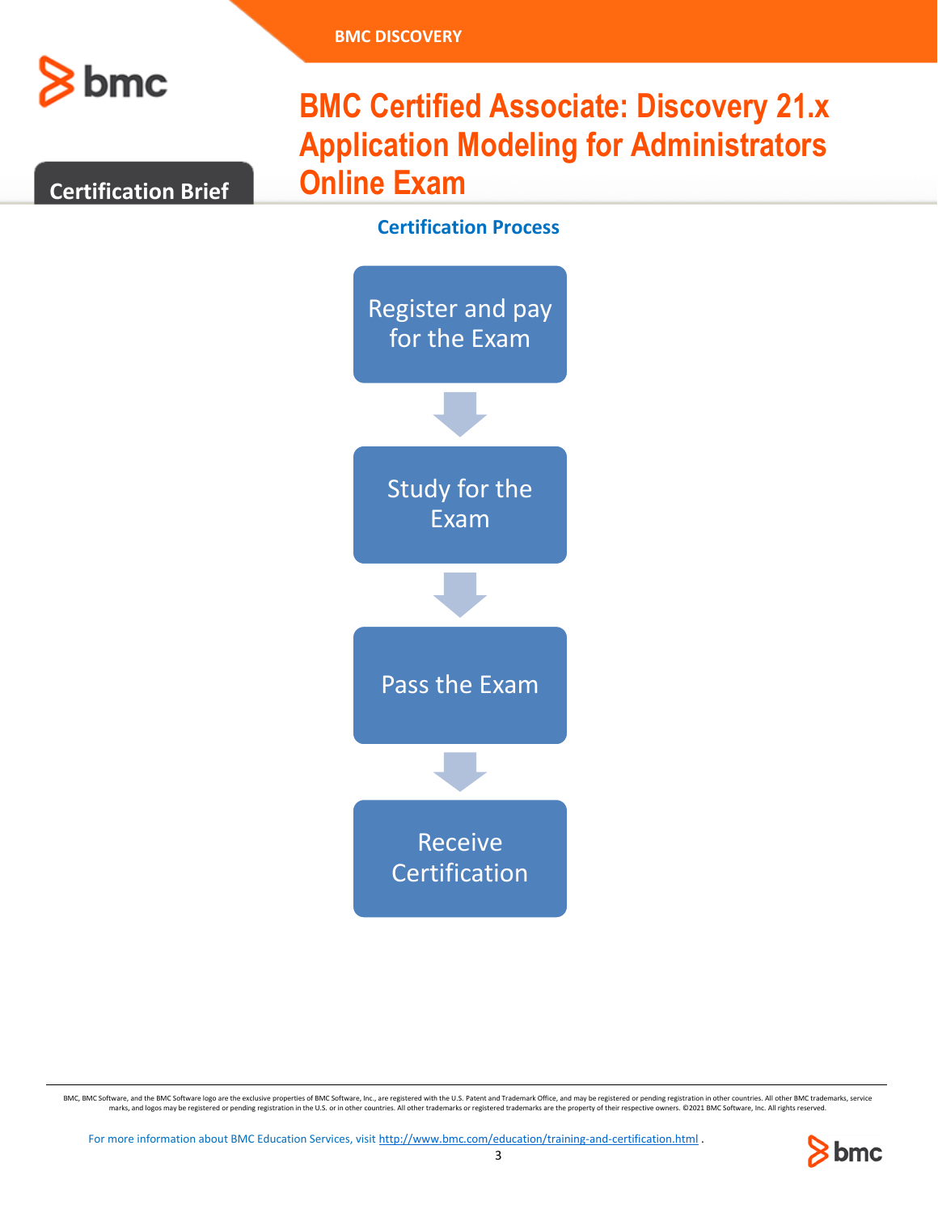# BMC Certified Associate: Discovery 21.x Application Modeling for Administrators Online Exam

Certification Brief

## Certification Process

Register and pay for the Exam

Study for the Exam

Pass the Exam

Receive Certification

BMC, BMC Software, and the BMC Software logo are the exclusive properties of BMC Software, Inc., are registered with the U.S. Patent and Trademark Office, and may be registered or pending registration in other countries. All other BMC trademarks, service marks, and logos may be registered or pending registration in the U.S. or in other countries. All other trademarks or registered trademarks are the property of their respective owners. ©2021 BMC Software, Inc. All rights reserved.

For more information about BMC Education Services, visit http://www.bmc.com/education/training-and-certification.html .